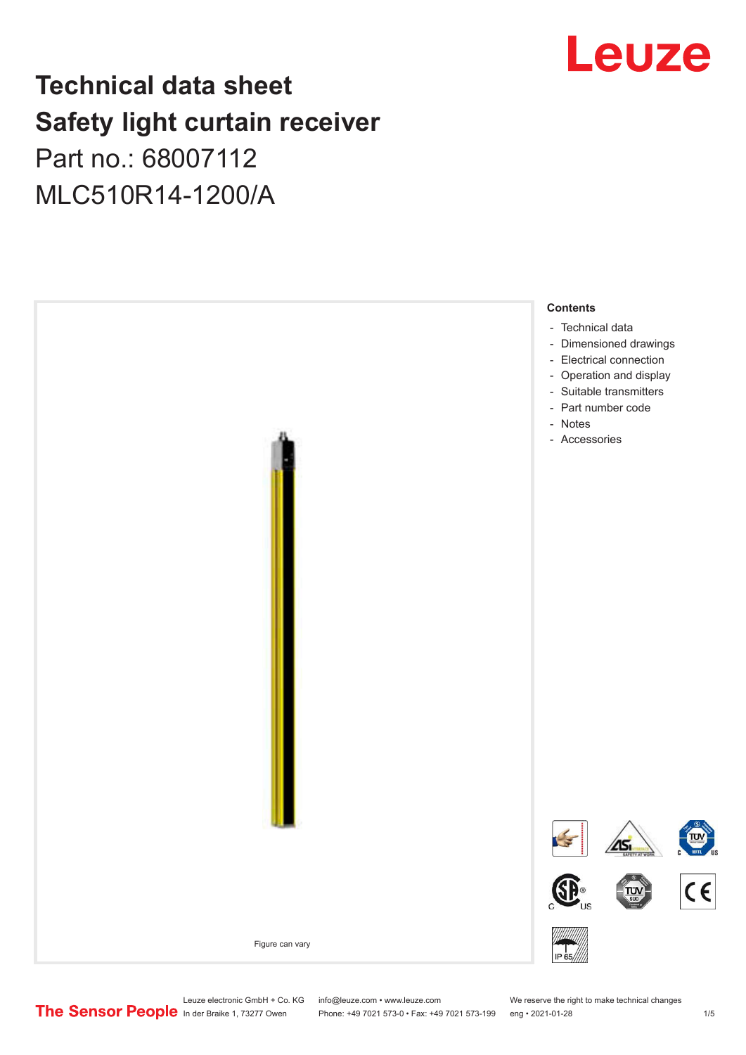# Technical data sheet
# Safety light curtain receiver

Part no.: 68007112

MLC510R14-1200/A

Figure can vary

**Contents**

- Technical data
- Dimensioned drawings
- Electrical connection
- Operation and display
- Suitable transmitters
- Part number code
- Notes
- Accessories

Leuze electronic GmbH + Co. KG
In der Braike 1, 73277 Owen

info@leuze.com • www.leuze.com
Phone: +49 7021 573-0 • Fax: +49 7021 573-199

We reserve the right to make technical changes
eng • 2021-01-28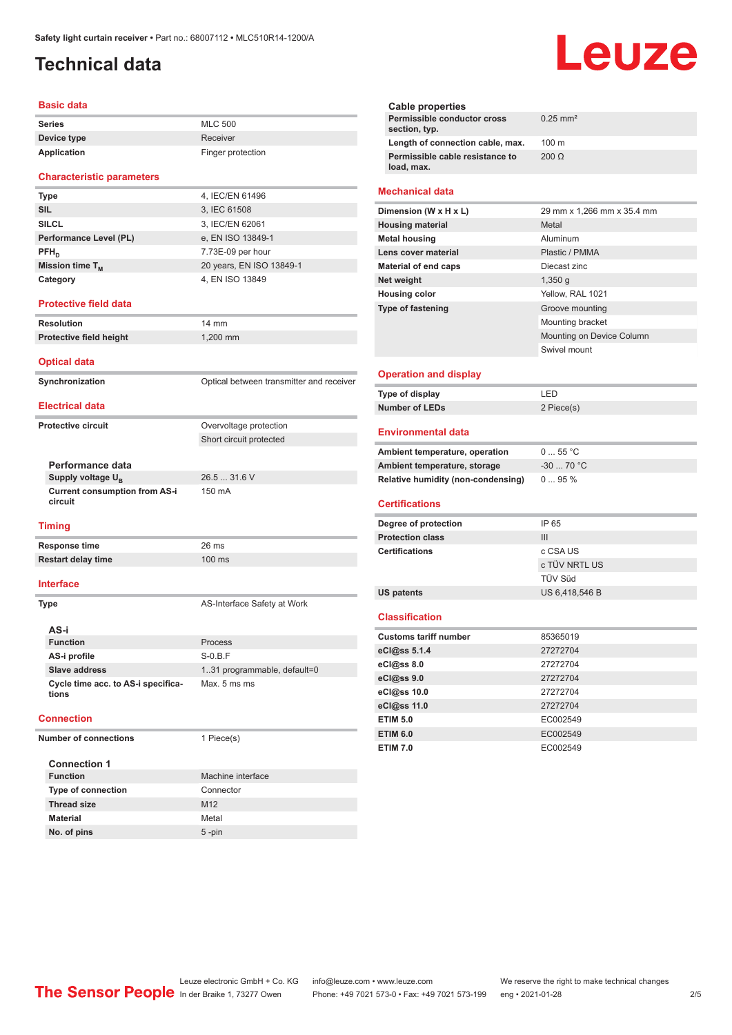# Technical data

## Basic data

| | |
|---|---|
| Series | MLC 500 |
| Device type | Receiver |
| Application | Finger protection |

## Characteristic parameters

| | |
|---|---|
| Type | 4, IEC/EN 61496 |
| SIL | 3, IEC 61508 |
| SILCL | 3, IEC/EN 62061 |
| Performance Level (PL) | e, EN ISO 13849-1 |
| $PFH_D$ | 7.73E-09 per hour |
| Mission time $T_M$ | 20 years, EN ISO 13849-1 |
| Category | 4, EN ISO 13849 |

## Protective field data

| | |
|---|---|
| Resolution | 14 mm |
| Protective field height | 1,200 mm |

## Optical data

| | |
|---|---|
| Synchronization | Optical between transmitter and receiver |

## Electrical data

| | |
|---|---|
| Protective circuit | Overvoltage protection |
| | Short circuit protected |

### Performance data

| | |
|---|---|
| Supply voltage $U_B$ | 26.5 ... 31.6 V |
| Current consumption from AS-i circuit | 150 mA |

## Timing

| | |
|---|---|
| Response time | 26 ms |
| Restart delay time | 100 ms |

## Interface

| | |
|---|---|
| Type | AS-Interface Safety at Work |

### AS-i

| | |
|---|---|
| Function | Process |
| AS-i profile | S-0.B.F |
| Slave address | 1..31 programmable, default=0 |
| Cycle time acc. to AS-i specifications | Max. 5 ms ms |

## Connection

| | |
|---|---|
| Number of connections | 1 Piece(s) |

### Connection 1

| | |
|---|---|
| Function | Machine interface |
| Type of connection | Connector |
| Thread size | M12 |
| Material | Metal |
| No. of pins | 5 -pin |

### Cable properties

| | |
|---|---|
| Permissible conductor cross section, typ. | 0.25 mm² |
| Length of connection cable, max. | 100 m |
| Permissible cable resistance to load, max. | 200 Ω |

## Mechanical data

| | |
|---|---|
| Dimension (W x H x L) | 29 mm x 1,266 mm x 35.4 mm |
| Housing material | Metal |
| Metal housing | Aluminum |
| Lens cover material | Plastic / PMMA |
| Material of end caps | Diecast zinc |
| Net weight | 1,350 g |
| Housing color | Yellow, RAL 1021 |
| Type of fastening | Groove mounting |
| | Mounting bracket |
| | Mounting on Device Column |
| | Swivel mount |

## Operation and display

| | |
|---|---|
| Type of display | LED |
| Number of LEDs | 2 Piece(s) |

## Environmental data

| | |
|---|---|
| Ambient temperature, operation | 0 ... 55 °C |
| Ambient temperature, storage | -30 ... 70 °C |
| Relative humidity (non-condensing) | 0 ... 95 % |

## Certifications

| | |
|---|---|
| Degree of protection | IP 65 |
| Protection class | III |
| Certifications | c CSA US |
| | c TÜV NRTL US |
| | TÜV Süd |
| US patents | US 6,418,546 B |

## Classification

| | |
|---|---|
| Customs tariff number | 85365019 |
| eCl@ss 5.1.4 | 27272704 |
| eCl@ss 8.0 | 27272704 |
| eCl@ss 9.0 | 27272704 |
| eCl@ss 10.0 | 27272704 |
| eCl@ss 11.0 | 27272704 |
| ETIM 5.0 | EC002549 |
| ETIM 6.0 | EC002549 |
| ETIM 7.0 | EC002549 |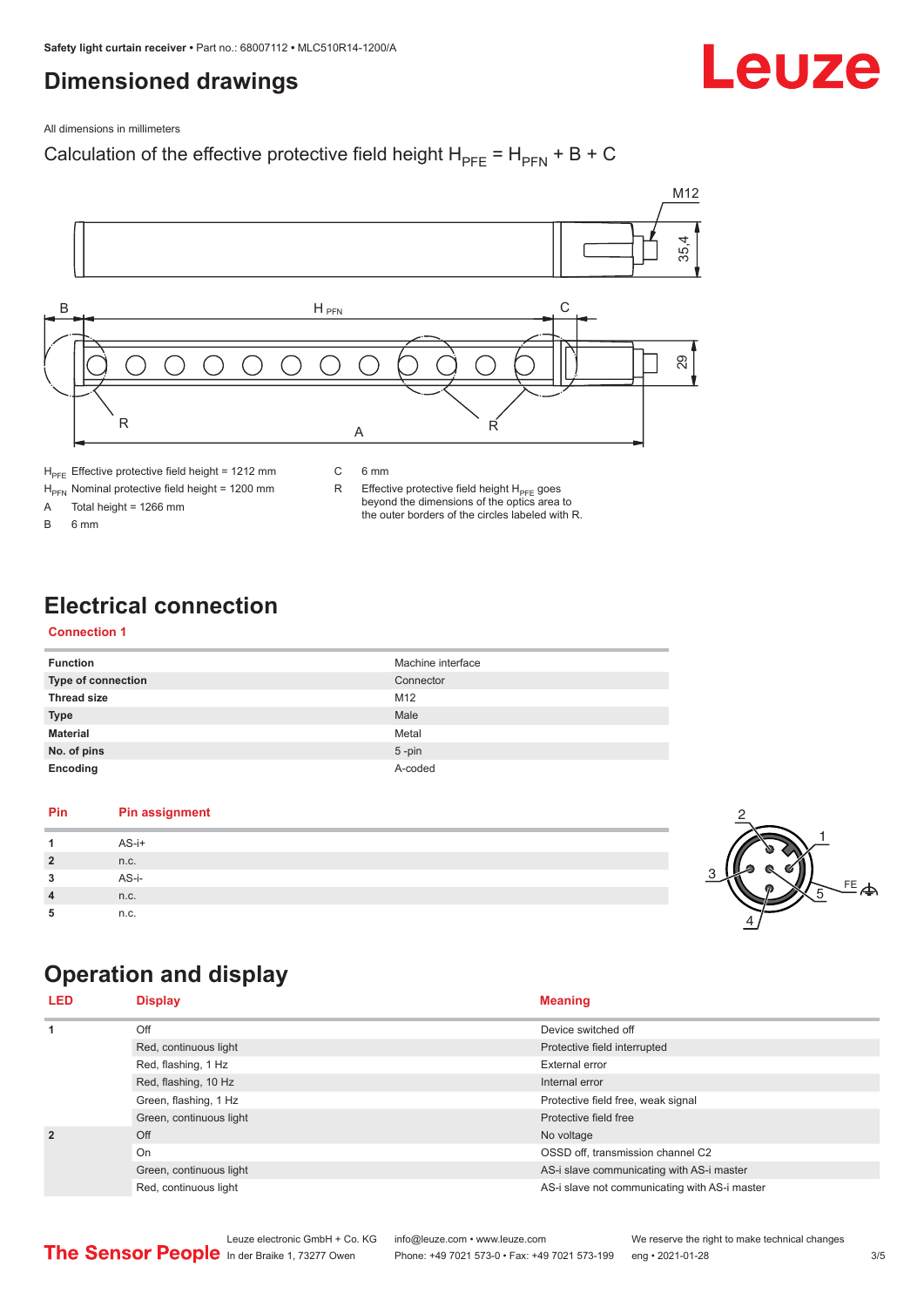# Dimensioned drawings

All dimensions in millimeters

Calculation of the effective protective field height $H_{PFE} = H_{PFN} + B + C$

| | | | |
|---|---|---|---|
| $H_{PFE}$ | Effective protective field height = 1212 mm | C | 6 mm |
| $H_{PFN}$ | Nominal protective field height = 1200 mm | R | Effective protective field height $H_{PFE}$ goes beyond the dimensions of the optics area to the outer borders of the circles labeled with R. |
| A | Total height = 1266 mm | | |
| B | 6 mm | | |

# Electrical connection

## Connection 1

| | |
|---|---|
| **Function** | Machine interface |
| **Type of connection** | Connector |
| **Thread size** | M12 |
| **Type** | Male |
| **Material** | Metal |
| **No. of pins** | 5 -pin |
| **Encoding** | A-coded |

| Pin | Pin assignment |
|---|---|
| 1 | AS-i+ |
| 2 | n.c. |
| 3 | AS-i- |
| 4 | n.c. |
| 5 | n.c. |

# Operation and display

| LED | Display | Meaning |
|---|---|---|
| 1 | Off | Device switched off |
| | Red, continuous light | Protective field interrupted |
| | Red, flashing, 1 Hz | External error |
| | Red, flashing, 10 Hz | Internal error |
| | Green, flashing, 1 Hz | Protective field free, weak signal |
| | Green, continuous light | Protective field free |
| 2 | Off | No voltage |
| | On | OSSD off, transmission channel C2 |
| | Green, continuous light | AS-i slave communicating with AS-i master |
| | Red, continuous light | AS-i slave not communicating with AS-i master |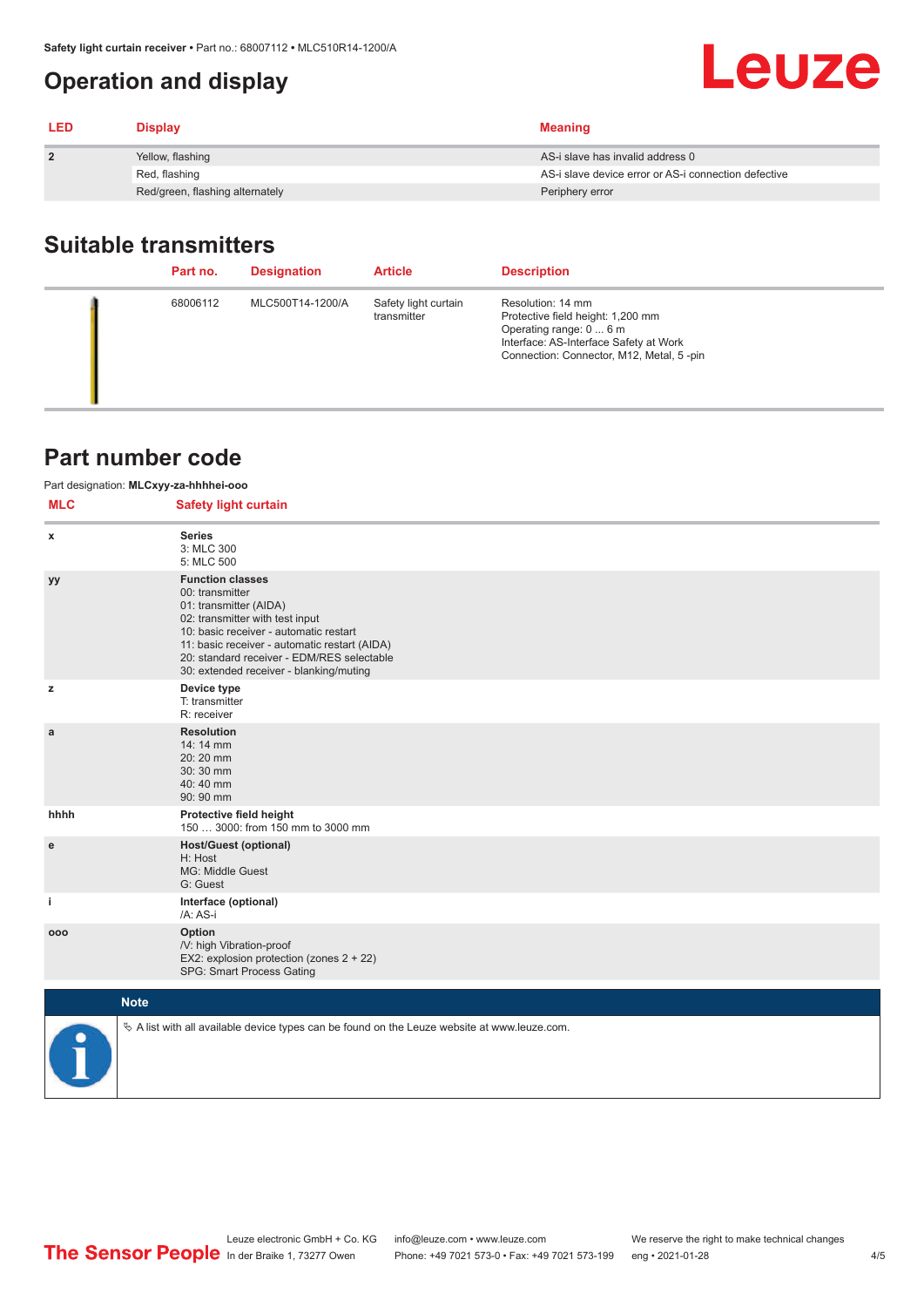# Operation and display

| LED | Display | Meaning |
|---|---|---|
| 2 | Yellow, flashing | AS-i slave has invalid address 0 |
| | Red, flashing | AS-i slave device error or AS-i connection defective |
| | Red/green, flashing alternately | Periphery error |

## Suitable transmitters

| | Part no. | Designation | Article | Description |
|---|---|---|---|---|
| | 68006112 | MLC500T14-1200/A | Safety light curtain transmitter | Resolution: 14 mm<br>Protective field height: 1,200 mm<br>Operating range: 0 ... 6 m<br>Interface: AS-Interface Safety at Work<br>Connection: Connector, M12, Metal, 5 -pin |

## Part number code

Part designation: **MLCxyy-za-hhhhei-ooo**

| MLC | Safety light curtain |
|---|---|
| x | **Series**<br>3: MLC 300<br>5: MLC 500 |
| yy | **Function classes**<br>00: transmitter<br>01: transmitter (AIDA)<br>02: transmitter with test input<br>10: basic receiver - automatic restart<br>11: basic receiver - automatic restart (AIDA)<br>20: standard receiver - EDM/RES selectable<br>30: extended receiver - blanking/muting |
| z | **Device type**<br>T: transmitter<br>R: receiver |
| a | **Resolution**<br>14: 14 mm<br>20: 20 mm<br>30: 30 mm<br>40: 40 mm<br>90: 90 mm |
| hhhh | **Protective field height**<br>150 … 3000: from 150 mm to 3000 mm |
| e | **Host/Guest (optional)**<br>H: Host<br>MG: Middle Guest<br>G: Guest |
| i | **Interface (optional)**<br>/A: AS-i |
| ooo | **Option**<br>/V: high Vibration-proof<br>EX2: explosion protection (zones 2 + 22)<br>SPG: Smart Process Gating |

**Note**

A list with all available device types can be found on the Leuze website at www.leuze.com.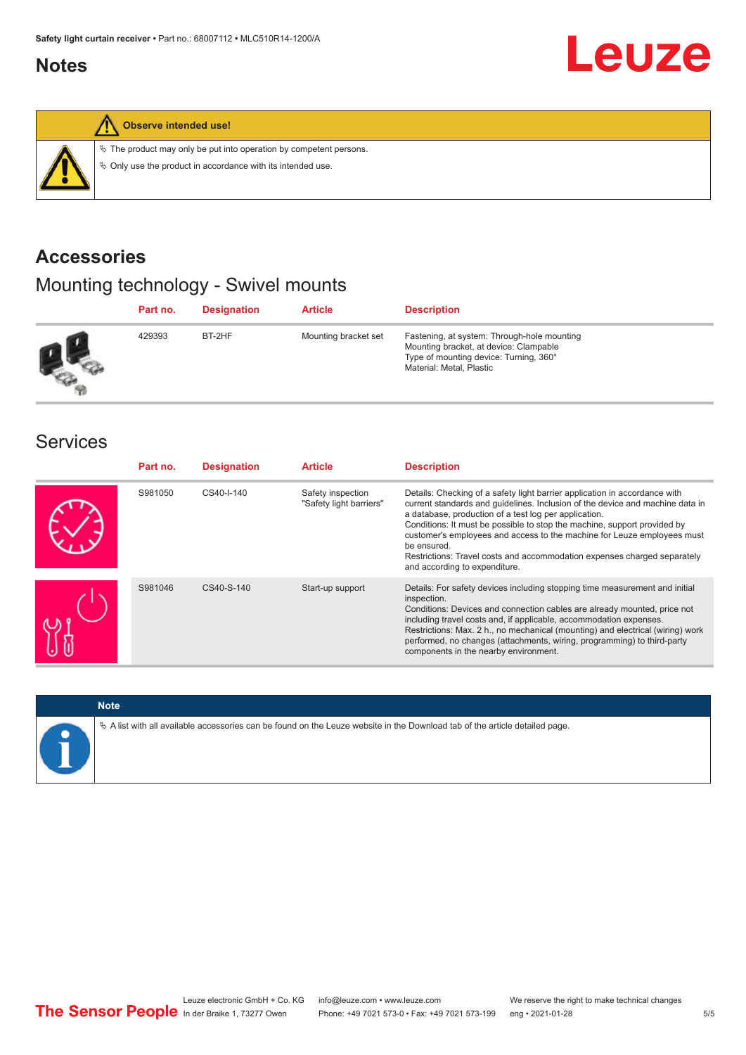## Notes

| Observe intended use! |
| --- |
| ✎ The product may only be put into operation by competent persons.<br>✎ Only use the product in accordance with its intended use. |

## Accessories

### Mounting technology - Swivel mounts

| | Part no. | Designation | Article | Description |
| --- | --- | --- | --- | --- |
| | 429393 | BT-2HF | Mounting bracket set | Fastening, at system: Through-hole mounting<br>Mounting bracket, at device: Clampable<br>Type of mounting device: Turning, 360°<br>Material: Metal, Plastic |

### Services

| | Part no. | Designation | Article | Description |
| --- | --- | --- | --- | --- |
| | S981050 | CS40-I-140 | Safety inspection "Safety light barriers" | Details: Checking of a safety light barrier application in accordance with current standards and guidelines. Inclusion of the device and machine data in a database, production of a test log per application.<br>Conditions: It must be possible to stop the machine, support provided by customer's employees and access to the machine for Leuze employees must be ensured.<br>Restrictions: Travel costs and accommodation expenses charged separately and according to expenditure. |
| | S981046 | CS40-S-140 | Start-up support | Details: For safety devices including stopping time measurement and initial inspection.<br>Conditions: Devices and connection cables are already mounted, price not including travel costs and, if applicable, accommodation expenses.<br>Restrictions: Max. 2 h., no mechanical (mounting) and electrical (wiring) work performed, no changes (attachments, wiring, programming) to third-party components in the nearby environment. |

| Note |
| --- |
| ✎ A list with all available accessories can be found on the Leuze website in the Download tab of the article detailed page. |